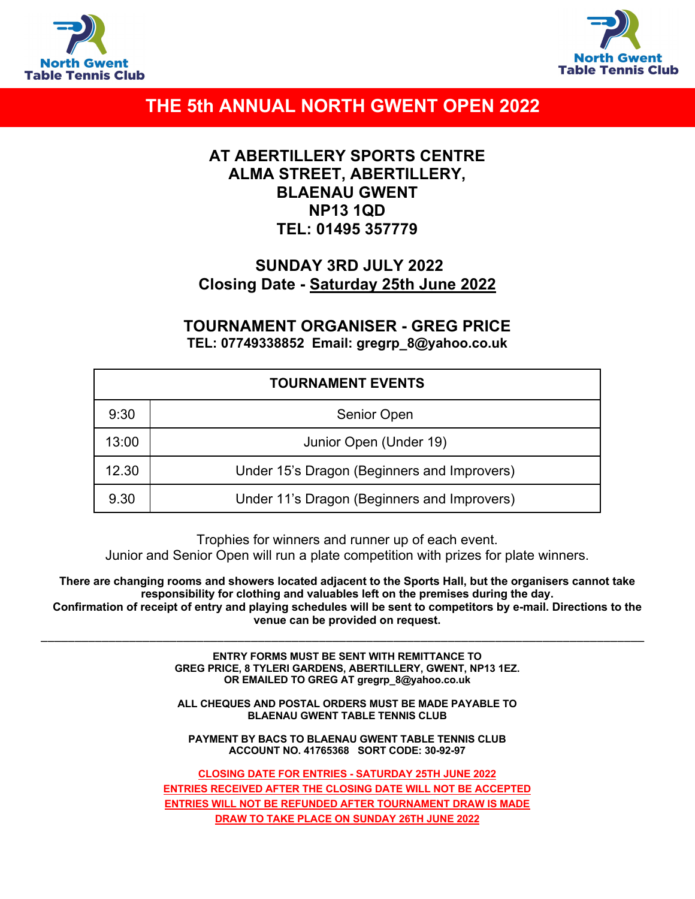North Gwent Table Tennis Club

North Gwent Table Tennis Club

# THE 5th ANNUAL NORTH GWENT OPEN 2022

**AT ABERTILLERY SPORTS CENTRE**
**ALMA STREET, ABERTILLERY,**
**BLAENAU GWENT**
**NP13 1QD**
**TEL: 01495 357779**

**SUNDAY 3RD JULY 2022**
**Closing Date - Saturday 25th June 2022**

**TOURNAMENT ORGANISER - GREG PRICE**
**TEL: 07749338852 Email: gregrp_8@yahoo.co.uk**

| TOURNAMENT EVENTS | |
|---|---|
| 9:30 | Senior Open |
| 13:00 | Junior Open (Under 19) |
| 12.30 | Under 15's Dragon (Beginners and Improvers) |
| 9.30 | Under 11's Dragon (Beginners and Improvers) |

Trophies for winners and runner up of each event.
Junior and Senior Open will run a plate competition with prizes for plate winners.

**There are changing rooms and showers located adjacent to the Sports Hall, but the organisers cannot take responsibility for clothing and valuables left on the premises during the day.**
**Confirmation of receipt of entry and playing schedules will be sent to competitors by e-mail. Directions to the venue can be provided on request.**

---

**ENTRY FORMS MUST BE SENT WITH REMITTANCE TO**
**GREG PRICE, 8 TYLERI GARDENS, ABERTILLERY, GWENT, NP13 1EZ.**
**OR EMAILED TO GREG AT gregrp_8@yahoo.co.uk**

**ALL CHEQUES AND POSTAL ORDERS MUST BE MADE PAYABLE TO**
**BLAENAU GWENT TABLE TENNIS CLUB**

**PAYMENT BY BACS TO BLAENAU GWENT TABLE TENNIS CLUB**
**ACCOUNT NO. 41765368 SORT CODE: 30-92-97**

**CLOSING DATE FOR ENTRIES - SATURDAY 25TH JUNE 2022**
**ENTRIES RECEIVED AFTER THE CLOSING DATE WILL NOT BE ACCEPTED**
**ENTRIES WILL NOT BE REFUNDED AFTER TOURNAMENT DRAW IS MADE**
**DRAW TO TAKE PLACE ON SUNDAY 26TH JUNE 2022**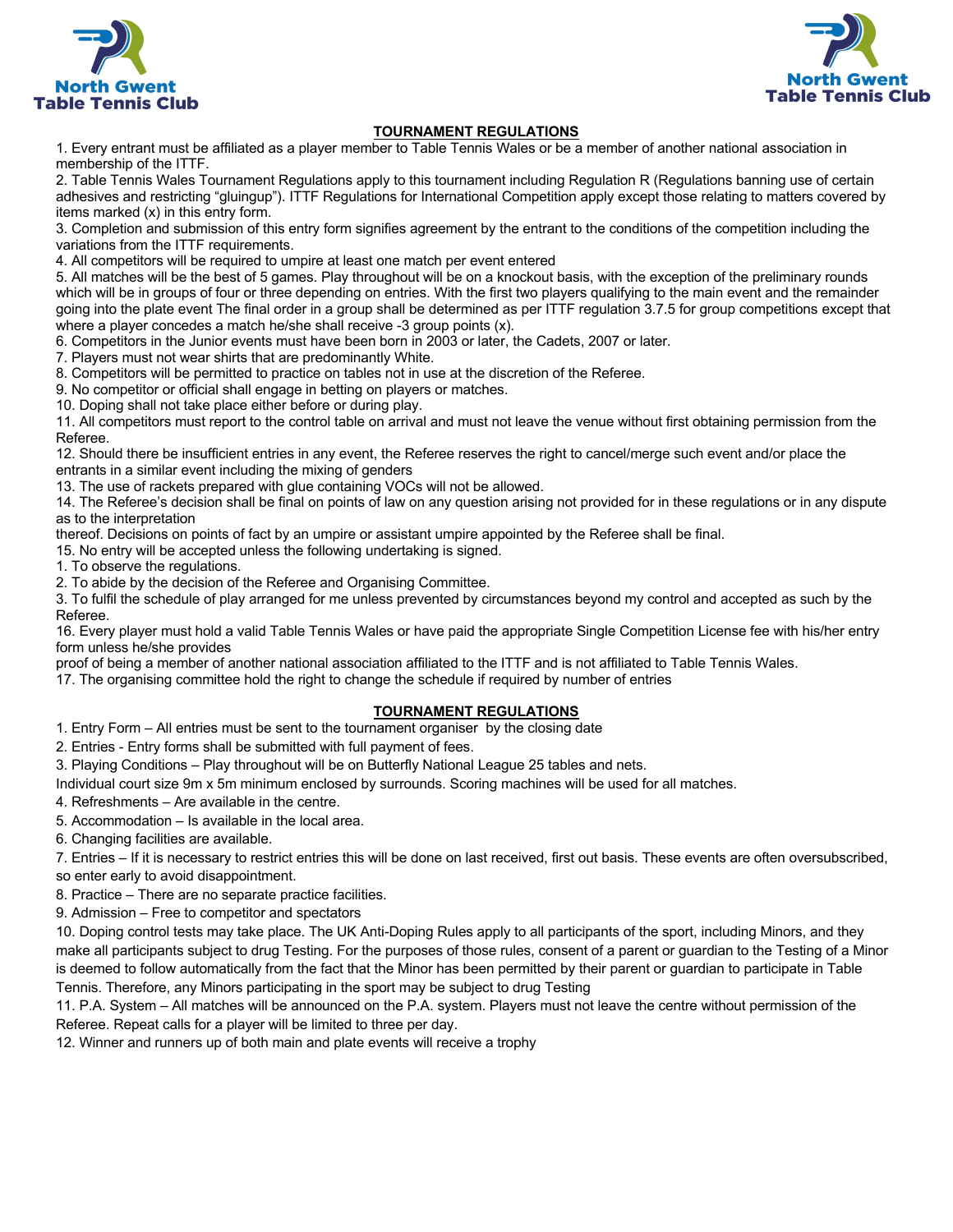North Gwent Table Tennis Club

## TOURNAMENT REGULATIONS

1. Every entrant must be affiliated as a player member to Table Tennis Wales or be a member of another national association in membership of the ITTF.
2. Table Tennis Wales Tournament Regulations apply to this tournament including Regulation R (Regulations banning use of certain adhesives and restricting "gluingup"). ITTF Regulations for International Competition apply except those relating to matters covered by items marked (x) in this entry form.
3. Completion and submission of this entry form signifies agreement by the entrant to the conditions of the competition including the variations from the ITTF requirements.
4. All competitors will be required to umpire at least one match per event entered
5. All matches will be the best of 5 games. Play throughout will be on a knockout basis, with the exception of the preliminary rounds which will be in groups of four or three depending on entries. With the first two players qualifying to the main event and the remainder going into the plate event The final order in a group shall be determined as per ITTF regulation 3.7.5 for group competitions except that where a player concedes a match he/she shall receive -3 group points (x).
6. Competitors in the Junior events must have been born in 2003 or later, the Cadets, 2007 or later.
7. Players must not wear shirts that are predominantly White.
8. Competitors will be permitted to practice on tables not in use at the discretion of the Referee.
9. No competitor or official shall engage in betting on players or matches.
10. Doping shall not take place either before or during play.
11. All competitors must report to the control table on arrival and must not leave the venue without first obtaining permission from the Referee.
12. Should there be insufficient entries in any event, the Referee reserves the right to cancel/merge such event and/or place the entrants in a similar event including the mixing of genders
13. The use of rackets prepared with glue containing VOCs will not be allowed.
14. The Referee's decision shall be final on points of law on any question arising not provided for in these regulations or in any dispute as to the interpretation
thereof. Decisions on points of fact by an umpire or assistant umpire appointed by the Referee shall be final.
15. No entry will be accepted unless the following undertaking is signed.
1. To observe the regulations.
2. To abide by the decision of the Referee and Organising Committee.
3. To fulfil the schedule of play arranged for me unless prevented by circumstances beyond my control and accepted as such by the Referee.
16. Every player must hold a valid Table Tennis Wales or have paid the appropriate Single Competition License fee with his/her entry form unless he/she provides
proof of being a member of another national association affiliated to the ITTF and is not affiliated to Table Tennis Wales.
17. The organising committee hold the right to change the schedule if required by number of entries

## TOURNAMENT REGULATIONS

1. Entry Form – All entries must be sent to the tournament organiser by the closing date
2. Entries - Entry forms shall be submitted with full payment of fees.
3. Playing Conditions – Play throughout will be on Butterfly National League 25 tables and nets.
Individual court size 9m x 5m minimum enclosed by surrounds. Scoring machines will be used for all matches.
4. Refreshments – Are available in the centre.
5. Accommodation – Is available in the local area.
6. Changing facilities are available.
7. Entries – If it is necessary to restrict entries this will be done on last received, first out basis. These events are often oversubscribed, so enter early to avoid disappointment.
8. Practice – There are no separate practice facilities.
9. Admission – Free to competitor and spectators
10. Doping control tests may take place. The UK Anti-Doping Rules apply to all participants of the sport, including Minors, and they make all participants subject to drug Testing. For the purposes of those rules, consent of a parent or guardian to the Testing of a Minor is deemed to follow automatically from the fact that the Minor has been permitted by their parent or guardian to participate in Table Tennis. Therefore, any Minors participating in the sport may be subject to drug Testing
11. P.A. System – All matches will be announced on the P.A. system. Players must not leave the centre without permission of the Referee. Repeat calls for a player will be limited to three per day.
12. Winner and runners up of both main and plate events will receive a trophy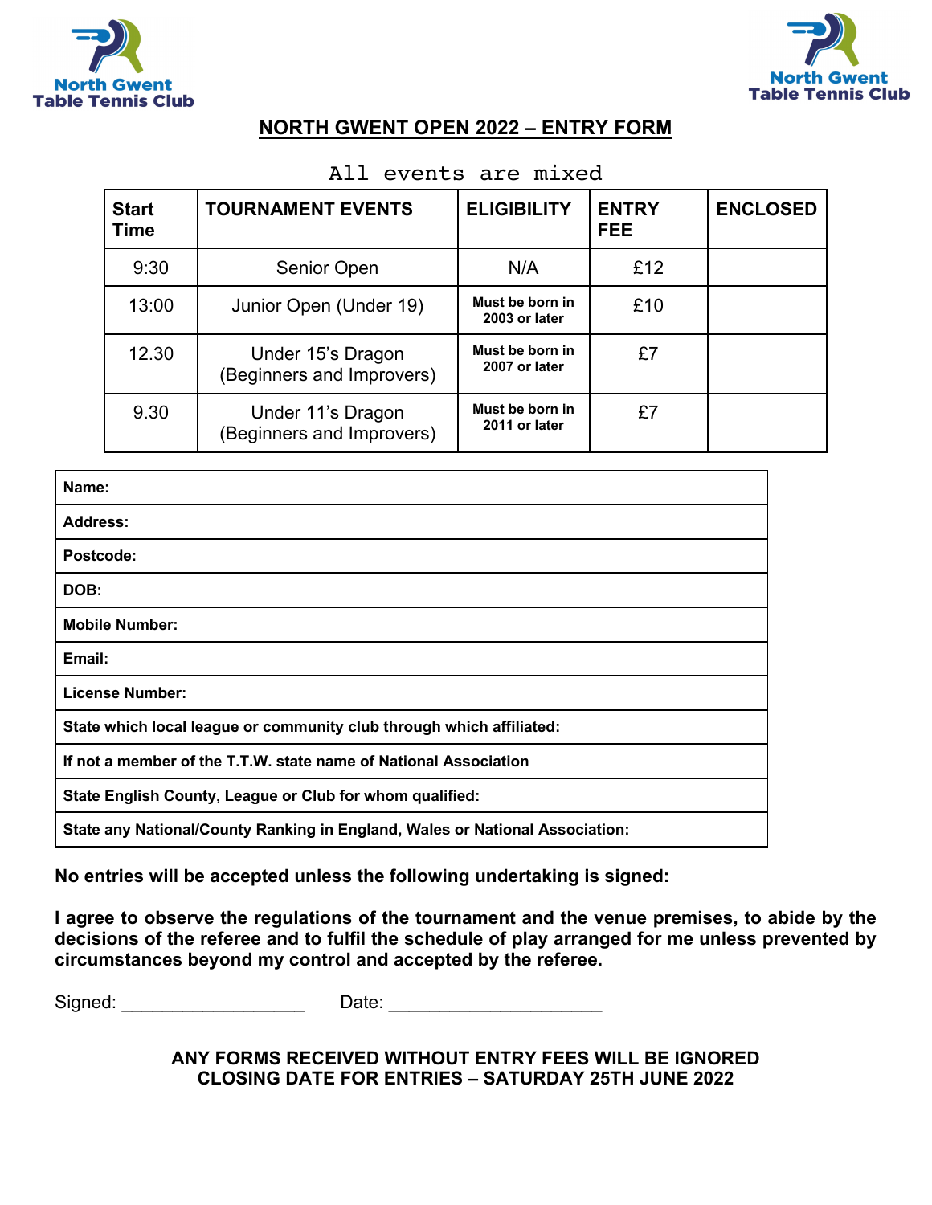North Gwent Table Tennis Club

North Gwent Table Tennis Club

# NORTH GWENT OPEN 2022 – ENTRY FORM

All events are mixed

| Start Time | TOURNAMENT EVENTS | ELIGIBILITY | ENTRY FEE | ENCLOSED |
|---|---|---|---|---|
| 9:30 | Senior Open | N/A | £12 | |
| 13:00 | Junior Open (Under 19) | **Must be born in 2003 or later** | £10 | |
| 12.30 | Under 15's Dragon (Beginners and Improvers) | **Must be born in 2007 or later** | £7 | |
| 9.30 | Under 11's Dragon (Beginners and Improvers) | **Must be born in 2011 or later** | £7 | |

| | |
|---|---|
| **Name:** | |
| **Address:** | |
| **Postcode:** | |
| **DOB:** | |
| **Mobile Number:** | |
| **Email:** | |
| **License Number:** | |
| **State which local league or community club through which affiliated:** | |
| **If not a member of the T.T.W. state name of National Association** | |
| **State English County, League or Club for whom qualified:** | |
| **State any National/County Ranking in England, Wales or National Association:** | |

**No entries will be accepted unless the following undertaking is signed:**

**I agree to observe the regulations of the tournament and the venue premises, to abide by the decisions of the referee and to fulfil the schedule of play arranged for me unless prevented by circumstances beyond my control and accepted by the referee.**

Signed: __________________ Date: _____________________

**ANY FORMS RECEIVED WITHOUT ENTRY FEES WILL BE IGNORED**
**CLOSING DATE FOR ENTRIES – SATURDAY 25TH JUNE 2022**